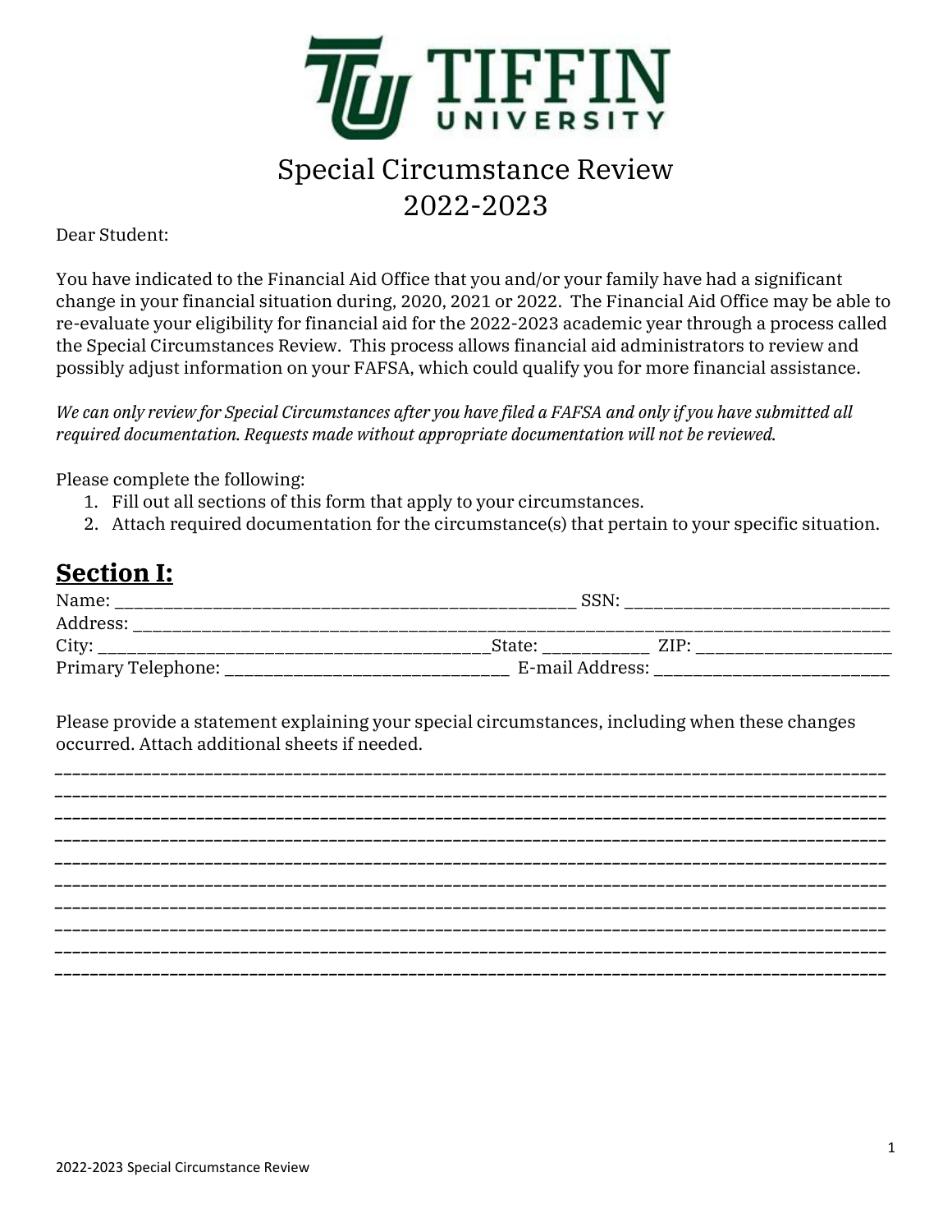TIFFIN UNIVERSITY

# Special Circumstance Review
# 2022-2023

Dear Student:

You have indicated to the Financial Aid Office that you and/or your family have had a significant change in your financial situation during, 2020, 2021 or 2022. The Financial Aid Office may be able to re-evaluate your eligibility for financial aid for the 2022-2023 academic year through a process called the Special Circumstances Review. This process allows financial aid administrators to review and possibly adjust information on your FAFSA, which could qualify you for more financial assistance.

*We can only review for Special Circumstances after you have filed a FAFSA and only if you have submitted all required documentation. Requests made without appropriate documentation will not be reviewed.*

Please complete the following:

1. Fill out all sections of this form that apply to your circumstances.
2. Attach required documentation for the circumstance(s) that pertain to your specific situation.

## Section I:

Name: ______________________________________________ SSN: ___________________________

Address: _______________________________________________________________________________

City: _______________________________________State: __________ ZIP: ____________________

Primary Telephone: _____________________________ E-mail Address: ________________________

Please provide a statement explaining your special circumstances, including when these changes occurred. Attach additional sheets if needed.

_______________________________________________________________________________________

_______________________________________________________________________________________

_______________________________________________________________________________________

_______________________________________________________________________________________

_______________________________________________________________________________________

_______________________________________________________________________________________

_______________________________________________________________________________________

_______________________________________________________________________________________

_______________________________________________________________________________________

_______________________________________________________________________________________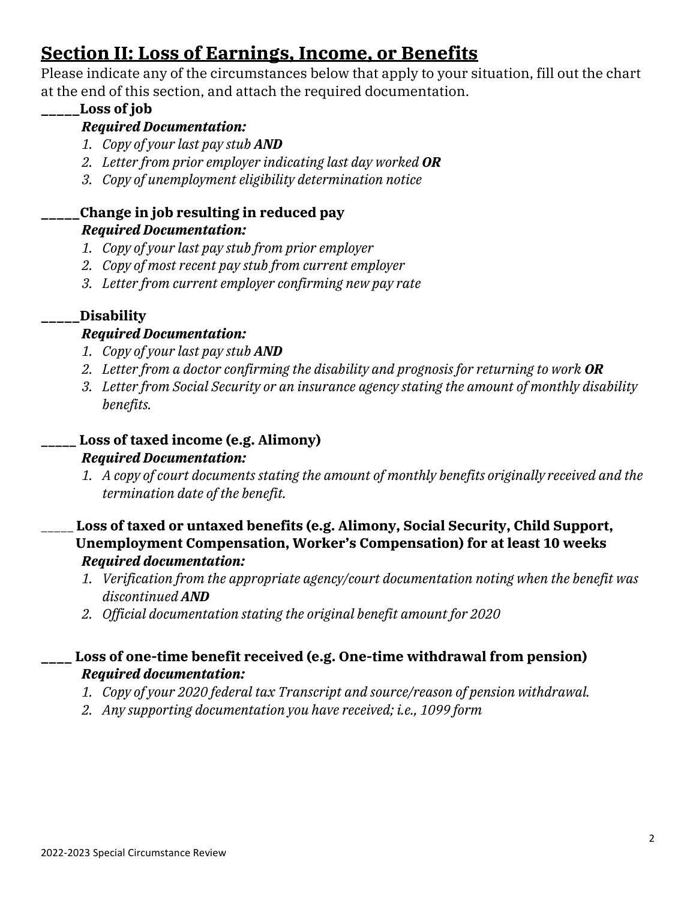## Section II: Loss of Earnings, Income, or Benefits

Please indicate any of the circumstances below that apply to your situation, fill out the chart at the end of this section, and attach the required documentation.

**_____Loss of job**

***Required Documentation:***

1. *Copy of your last pay stub **AND***
2. *Letter from prior employer indicating last day worked **OR***
3. *Copy of unemployment eligibility determination notice*

**_____Change in job resulting in reduced pay**

***Required Documentation:***

1. *Copy of your last pay stub from prior employer*
2. *Copy of most recent pay stub from current employer*
3. *Letter from current employer confirming new pay rate*

**_____Disability**

***Required Documentation:***

1. *Copy of your last pay stub **AND***
2. *Letter from a doctor confirming the disability and prognosis for returning to work **OR***
3. *Letter from Social Security or an insurance agency stating the amount of monthly disability benefits.*

**_____ Loss of taxed income (e.g. Alimony)**

***Required Documentation:***

1. *A copy of court documents stating the amount of monthly benefits originally received and the termination date of the benefit.*

_____ **Loss of taxed or untaxed benefits (e.g. Alimony, Social Security, Child Support, Unemployment Compensation, Worker's Compensation) for at least 10 weeks**

***Required documentation:***

1. *Verification from the appropriate agency/court documentation noting when the benefit was discontinued **AND***
2. *Official documentation stating the original benefit amount for 2020*

**____ Loss of one-time benefit received (e.g. One-time withdrawal from pension)**

***Required documentation:***

1. *Copy of your 2020 federal tax Transcript and source/reason of pension withdrawal.*
2. *Any supporting documentation you have received; i.e., 1099 form*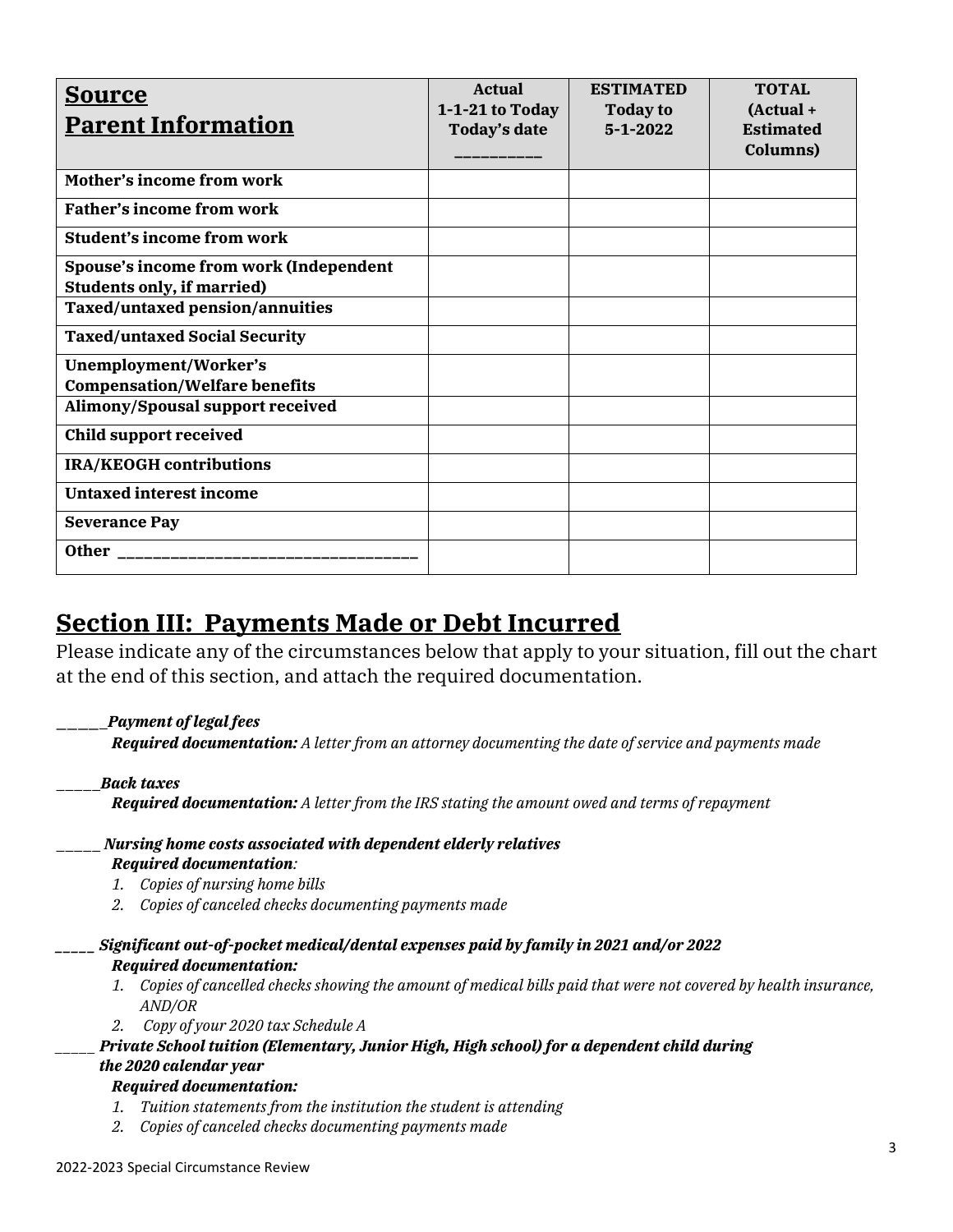| **Source Parent Information** | **Actual 1-1-21 to Today Today's date __________** | **ESTIMATED Today to 5-1-2022** | **TOTAL (Actual + Estimated Columns)** |
|---|---|---|---|
| **Mother's income from work** | | | |
| **Father's income from work** | | | |
| **Student's income from work** | | | |
| **Spouse's income from work (Independent Students only, if married)** | | | |
| **Taxed/untaxed pension/annuities** | | | |
| **Taxed/untaxed Social Security** | | | |
| **Unemployment/Worker's Compensation/Welfare benefits** | | | |
| **Alimony/Spousal support received** | | | |
| **Child support received** | | | |
| **IRA/KEOGH contributions** | | | |
| **Untaxed interest income** | | | |
| **Severance Pay** | | | |
| **Other ___________________________________** | | | |

## Section III: Payments Made or Debt Incurred

Please indicate any of the circumstances below that apply to your situation, fill out the chart at the end of this section, and attach the required documentation.

______***Payment of legal fees***
***Required documentation:*** *A letter from an attorney documenting the date of service and payments made*

_____***Back taxes***
***Required documentation:*** *A letter from the IRS stating the amount owed and terms of repayment*

_____ ***Nursing home costs associated with dependent elderly relatives***
***Required documentation****:*

1. *Copies of nursing home bills*
2. *Copies of canceled checks documenting payments made*

_____ ***Significant out-of-pocket medical/dental expenses paid by family in 2021 and/or 2022***
***Required documentation:***

1. *Copies of cancelled checks showing the amount of medical bills paid that were not covered by health insurance, AND/OR*
2. *Copy of your 2020 tax Schedule A*

_____ ***Private School tuition (Elementary, Junior High, High school) for a dependent child during the 2020 calendar year***
***Required documentation:***

1. *Tuition statements from the institution the student is attending*
2. *Copies of canceled checks documenting payments made*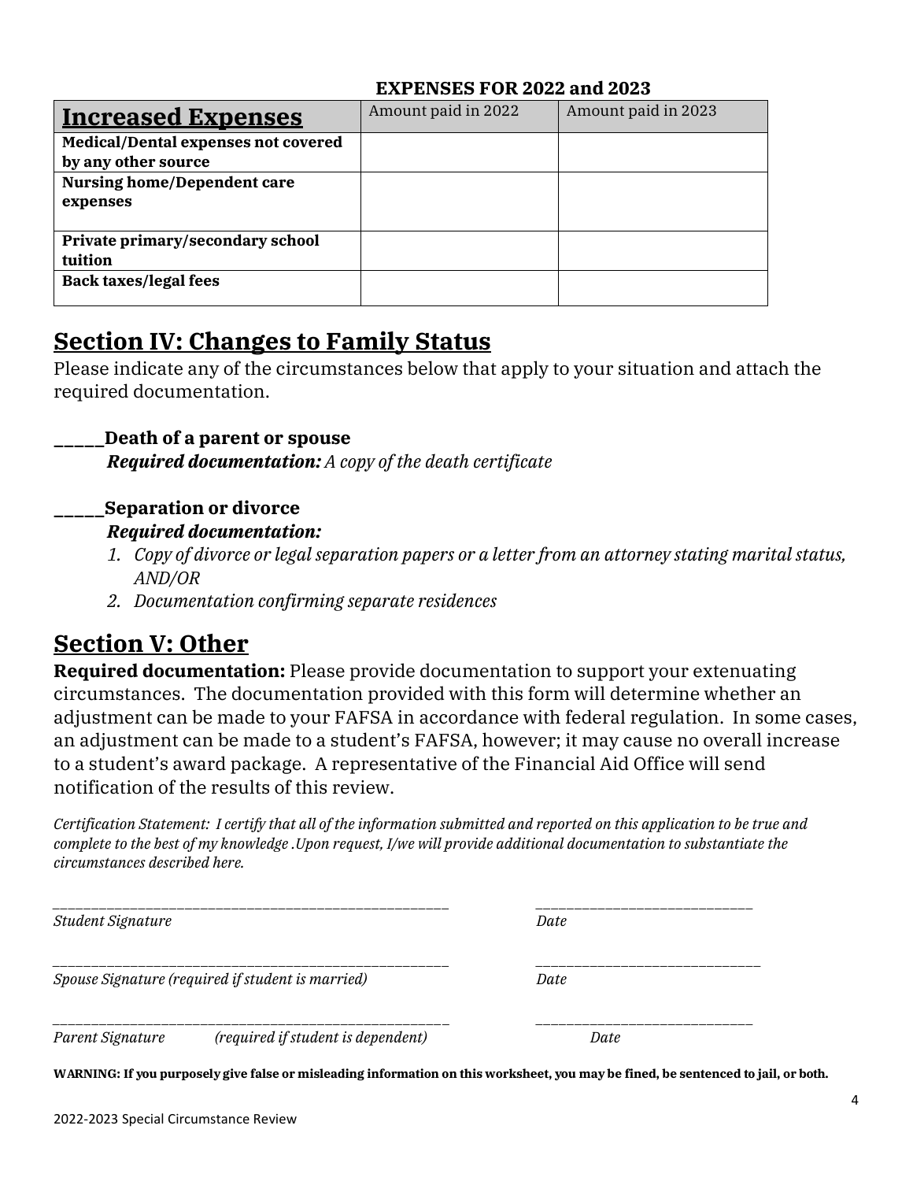**EXPENSES FOR 2022 and 2023**

| **Increased Expenses** | Amount paid in 2022 | Amount paid in 2023 |
|---|---|---|
| **Medical/Dental expenses not covered by any other source** | | |
| **Nursing home/Dependent care expenses** | | |
| **Private primary/secondary school tuition** | | |
| **Back taxes/legal fees** | | |

## Section IV: Changes to Family Status

Please indicate any of the circumstances below that apply to your situation and attach the required documentation.

**_____Death of a parent or spouse**

***Required documentation:*** *A copy of the death certificate*

**_____Separation or divorce**

***Required documentation:***

1. *Copy of divorce or legal separation papers or a letter from an attorney stating marital status, AND/OR*
2. *Documentation confirming separate residences*

## Section V: Other

**Required documentation:** Please provide documentation to support your extenuating circumstances. The documentation provided with this form will determine whether an adjustment can be made to your FAFSA in accordance with federal regulation. In some cases, an adjustment can be made to a student's FAFSA, however; it may cause no overall increase to a student's award package. A representative of the Financial Aid Office will send notification of the results of this review.

*Certification Statement: I certify that all of the information submitted and reported on this application to be true and complete to the best of my knowledge .Upon request, I/we will provide additional documentation to substantiate the circumstances described here.*

_______________________________________________ _____________________________

*Student Signature* *Date*

_______________________________________________ _____________________________

*Spouse Signature (required if student is married)* *Date*

_______________________________________________ _____________________________

*Parent Signature (required if student is dependent)* *Date*

**WARNING: If you purposely give false or misleading information on this worksheet, you may be fined, be sentenced to jail, or both.**